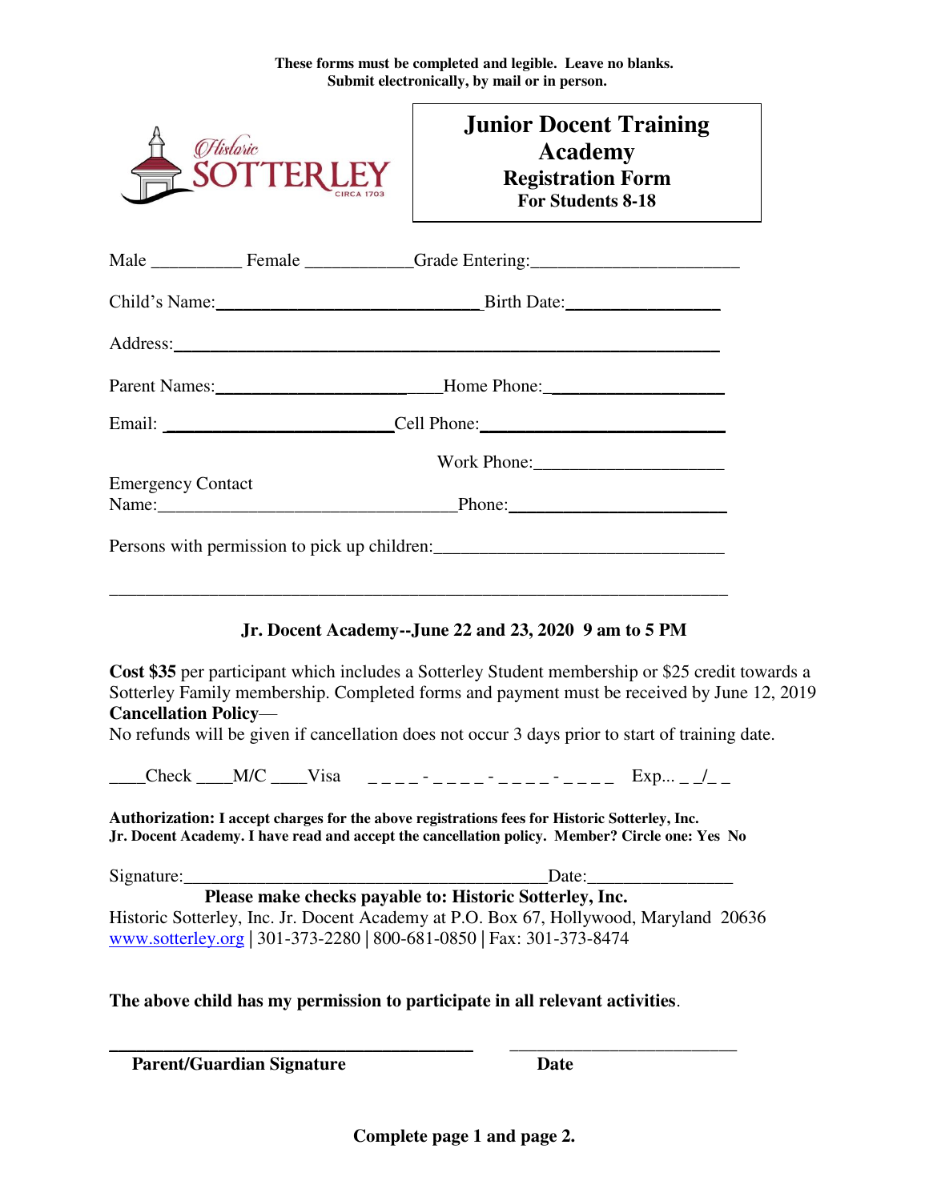**These forms must be completed and legible. Leave no blanks.**
**Submit electronically, by mail or in person.**

Historic SOTTERLEY CIRCA 1703

# Junior Docent Training Academy
## Registration Form
### For Students 8-18

Male __________ Female ____________Grade Entering:______________________

Child's Name:______________________________Birth Date:_________________

Address:______________________________________________________________

Parent Names:__________________________Home Phone:____________________

Email: _________________________Cell Phone:____________________________

Work Phone:_____________________

Emergency Contact
Name:_________________________________Phone:________________________

Persons with permission to pick up children:_______________________________

______________________________________________________________________

**Jr. Docent Academy--June 22 and 23, 2020 9 am to 5 PM**

**Cost $35** per participant which includes a Sotterley Student membership or $25 credit towards a Sotterley Family membership. Completed forms and payment must be received by June 12, 2019
**Cancellation Policy**—
No refunds will be given if cancellation does not occur 3 days prior to start of training date.

____Check ____M/C ____Visa _ _ _ _ - _ _ _ _ - _ _ _ _ - _ _ _ _ Exp... _ _/_ _

**Authorization: I accept charges for the above registrations fees for Historic Sotterley, Inc. Jr. Docent Academy. I have read and accept the cancellation policy. Member? Circle one: Yes No**

Signature:_________________________________________Date:________________

**Please make checks payable to: Historic Sotterley, Inc.**
Historic Sotterley, Inc. Jr. Docent Academy at P.O. Box 67, Hollywood, Maryland 20636
www.sotterley.org | 301-373-2280 | 800-681-0850 | Fax: 301-373-8474

**The above child has my permission to participate in all relevant activities**.

______________________________________ _________________________
**Parent/Guardian Signature** **Date**

**Complete page 1 and page 2.**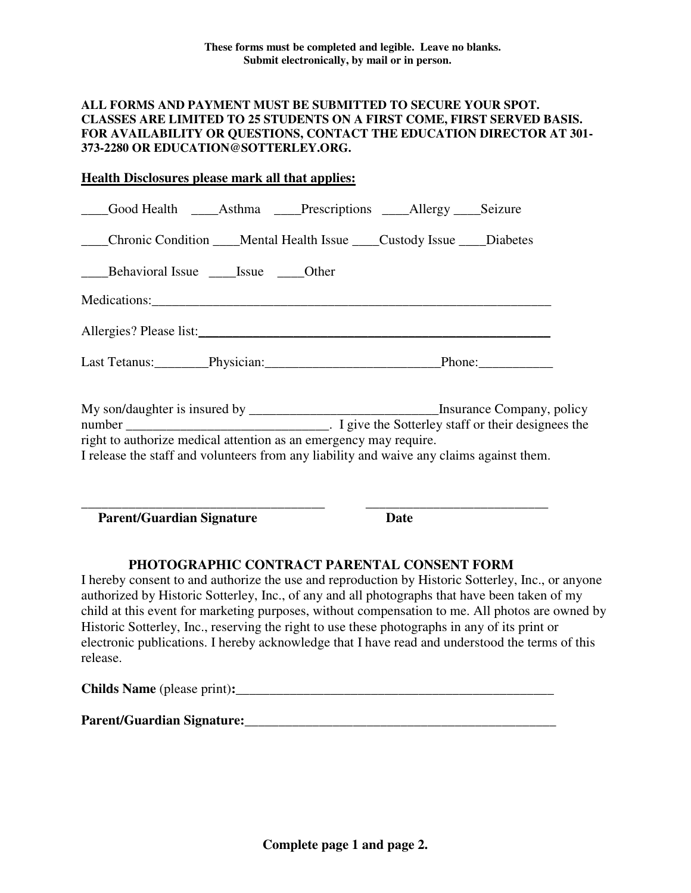**These forms must be completed and legible. Leave no blanks.**
**Submit electronically, by mail or in person.**

**ALL FORMS AND PAYMENT MUST BE SUBMITTED TO SECURE YOUR SPOT. CLASSES ARE LIMITED TO 25 STUDENTS ON A FIRST COME, FIRST SERVED BASIS. FOR AVAILABILITY OR QUESTIONS, CONTACT THE EDUCATION DIRECTOR AT 301-373-2280 OR EDUCATION@SOTTERLEY.ORG.**

**<u>Health Disclosures please mark all that applies:</u>**

____Good Health ____Asthma ____Prescriptions ____Allergy ____Seizure

____Chronic Condition ____Mental Health Issue ____Custody Issue ____Diabetes

____Behavioral Issue ____Issue ____Other

Medications:_______________________________________________________________

Allergies? Please list:_______________________________________________________

Last Tetanus:________Physician:__________________________Phone:___________

My son/daughter is insured by ____________________________Insurance Company, policy number ______________________________. I give the Sotterley staff or their designees the right to authorize medical attention as an emergency may require.
I release the staff and volunteers from any liability and waive any claims against them.

_____________________________________ ____________________________
**Parent/Guardian Signature** **Date**

## PHOTOGRAPHIC CONTRACT PARENTAL CONSENT FORM

I hereby consent to and authorize the use and reproduction by Historic Sotterley, Inc., or anyone authorized by Historic Sotterley, Inc., of any and all photographs that have been taken of my child at this event for marketing purposes, without compensation to me. All photos are owned by Historic Sotterley, Inc., reserving the right to use these photographs in any of its print or electronic publications. I hereby acknowledge that I have read and understood the terms of this release.

**Childs Name** (please print)**:**_________________________________________________

**Parent/Guardian Signature:**_________________________________________________

**Complete page 1 and page 2.**